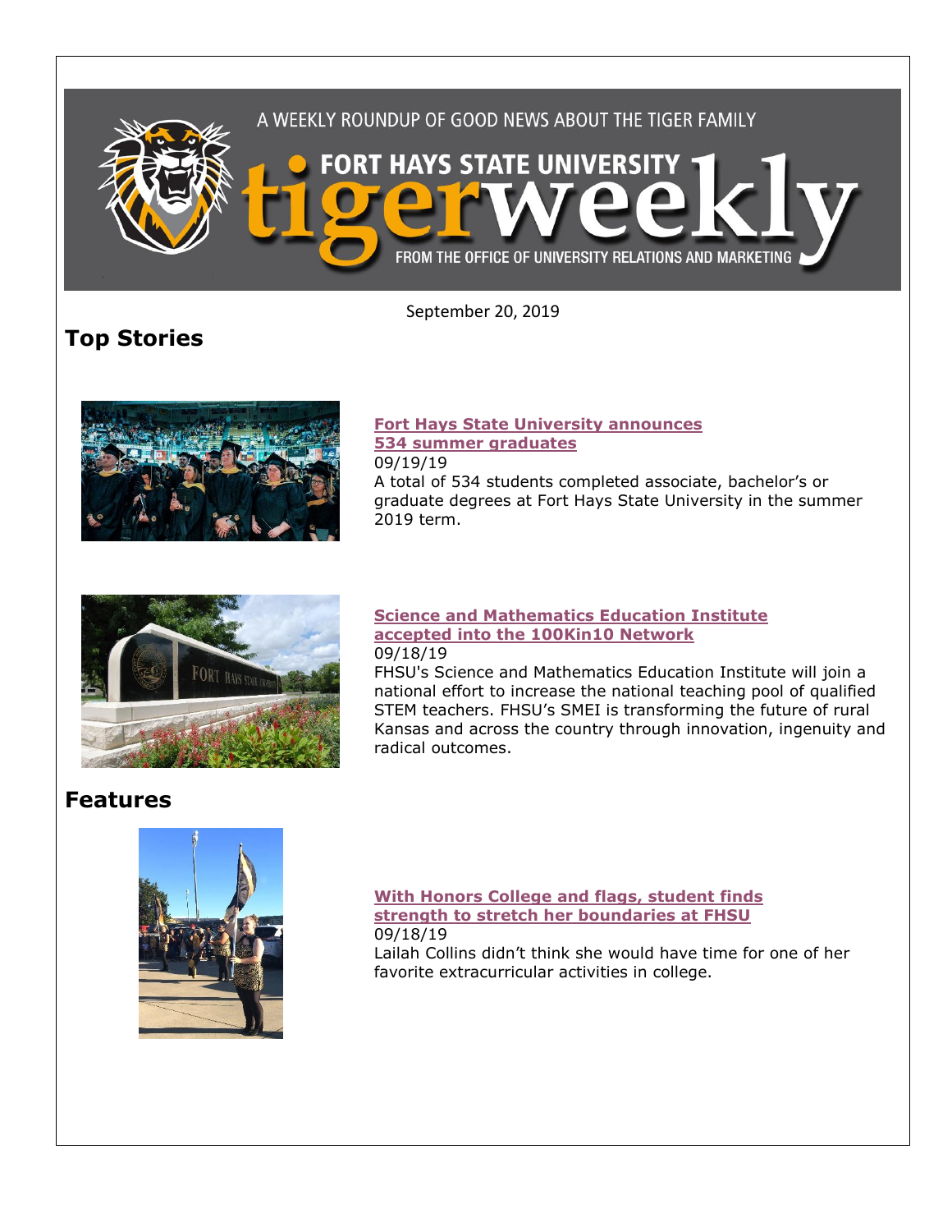A WEEKLY ROUNDUP OF GOOD NEWS ABOUT THE TIGER FAMILY

FORT HAYS STATE UNIVERSITY tigerweekly

FROM THE OFFICE OF UNIVERSITY RELATIONS AND MARKETING

September 20, 2019

## Top Stories

**Fort Hays State University announces 534 summer graduates**
09/19/19
A total of 534 students completed associate, bachelor's or graduate degrees at Fort Hays State University in the summer 2019 term.

**Science and Mathematics Education Institute accepted into the 100Kin10 Network**
09/18/19
FHSU's Science and Mathematics Education Institute will join a national effort to increase the national teaching pool of qualified STEM teachers. FHSU's SMEI is transforming the future of rural Kansas and across the country through innovation, ingenuity and radical outcomes.

## Features

**With Honors College and flags, student finds strength to stretch her boundaries at FHSU**
09/18/19
Lailah Collins didn't think she would have time for one of her favorite extracurricular activities in college.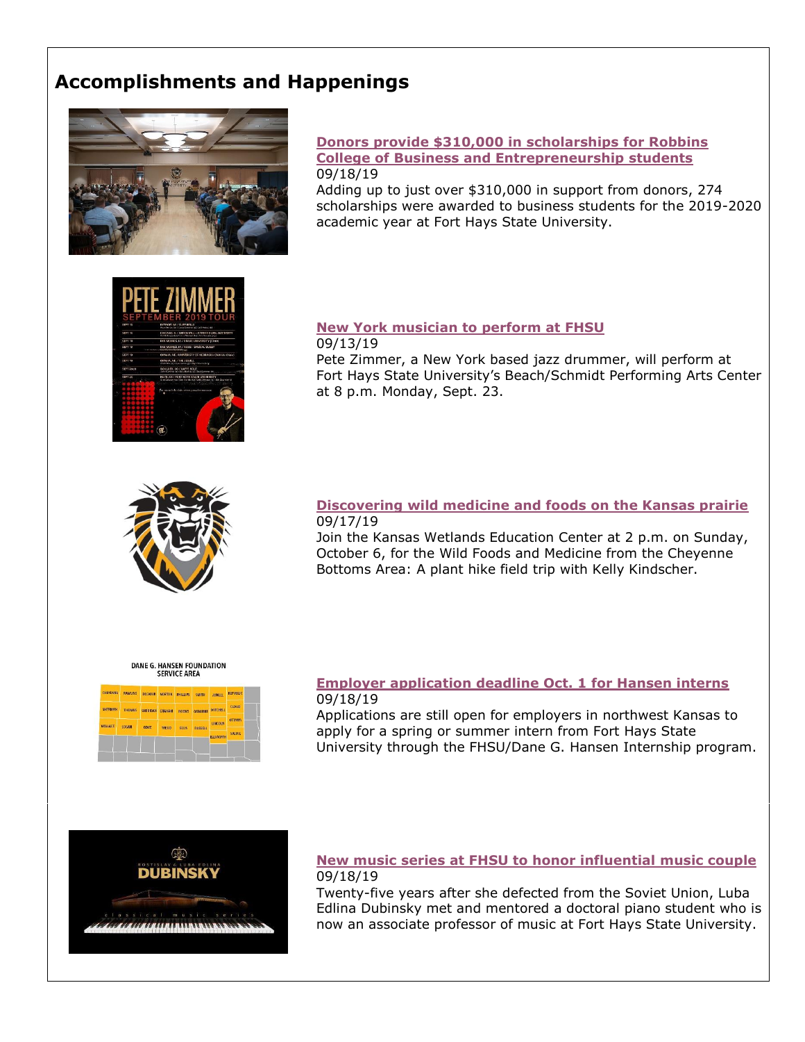## Accomplishments and Happenings

**Donors provide $310,000 in scholarships for Robbins College of Business and Entrepreneurship students**

09/18/19

Adding up to just over $310,000 in support from donors, 274 scholarships were awarded to business students for the 2019-2020 academic year at Fort Hays State University.

**New York musician to perform at FHSU**

09/13/19

Pete Zimmer, a New York based jazz drummer, will perform at Fort Hays State University's Beach/Schmidt Performing Arts Center at 8 p.m. Monday, Sept. 23.

**Discovering wild medicine and foods on the Kansas prairie**

09/17/19

Join the Kansas Wetlands Education Center at 2 p.m. on Sunday, October 6, for the Wild Foods and Medicine from the Cheyenne Bottoms Area: A plant hike field trip with Kelly Kindscher.

**Employer application deadline Oct. 1 for Hansen interns**

09/18/19

Applications are still open for employers in northwest Kansas to apply for a spring or summer intern from Fort Hays State University through the FHSU/Dane G. Hansen Internship program.

**New music series at FHSU to honor influential music couple**

09/18/19

Twenty-five years after she defected from the Soviet Union, Luba Edlina Dubinsky met and mentored a doctoral piano student who is now an associate professor of music at Fort Hays State University.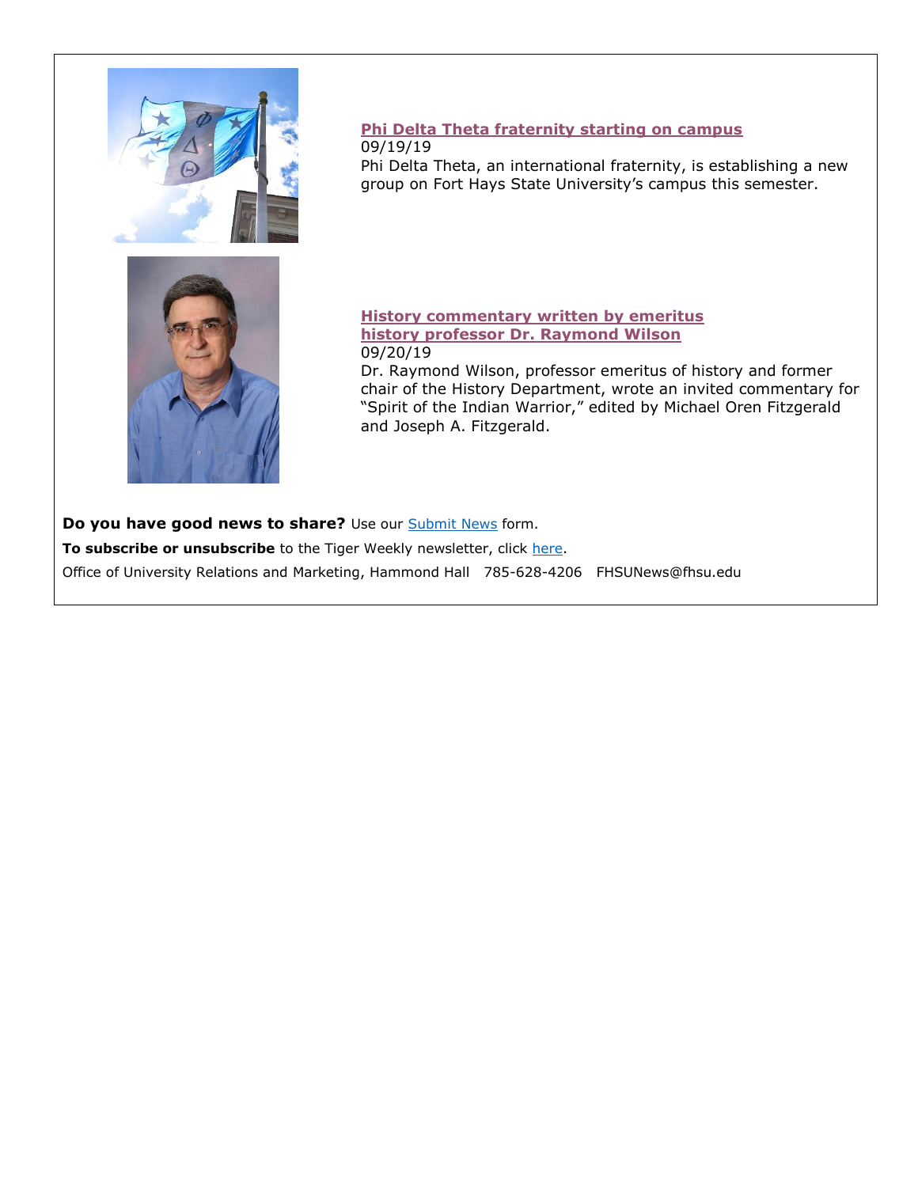**Phi Delta Theta fraternity starting on campus**
09/19/19
Phi Delta Theta, an international fraternity, is establishing a new group on Fort Hays State University's campus this semester.

**History commentary written by emeritus history professor Dr. Raymond Wilson**
09/20/19
Dr. Raymond Wilson, professor emeritus of history and former chair of the History Department, wrote an invited commentary for "Spirit of the Indian Warrior," edited by Michael Oren Fitzgerald and Joseph A. Fitzgerald.

**Do you have good news to share?** Use our Submit News form.

**To subscribe or unsubscribe** to the Tiger Weekly newsletter, click here.

Office of University Relations and Marketing, Hammond Hall   785-628-4206   FHSUNews@fhsu.edu